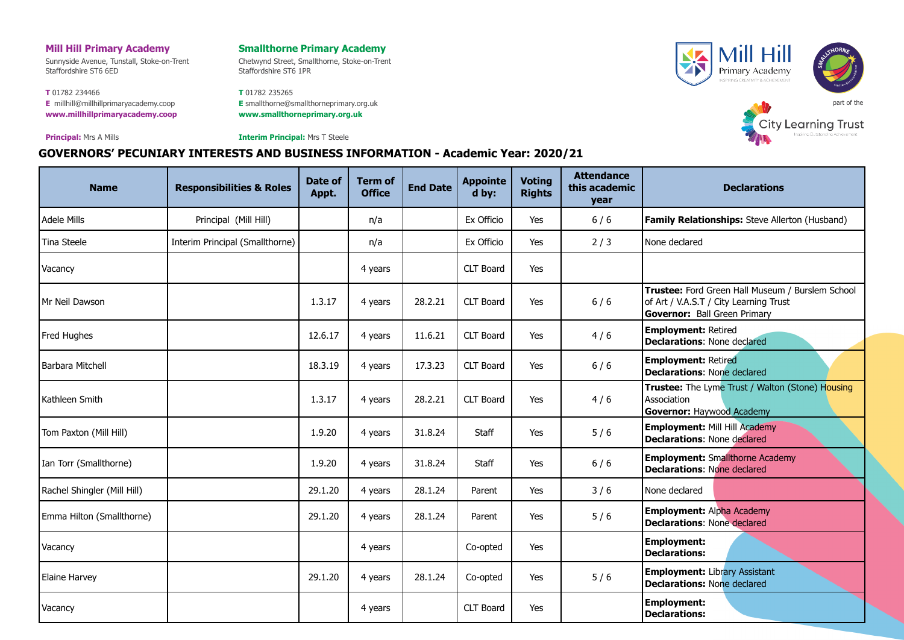**Mill Hill Primary Academy**
Sunnyside Avenue, Tunstall, Stoke-on-Trent
Staffordshire ST6 6ED

**T** 01782 234466
**E** millhill@millhillprimaryacademy.coop
**www.millhillprimaryacademy.coop**

**Principal:** Mrs A Mills

**Smallthorne Primary Academy**
Chetwynd Street, Smallthorne, Stoke-on-Trent
Staffordshire ST6 1PR

**T** 01782 235265
**E** smallthorne@smallthorneprimary.org.uk
**www.smallthorneprimary.org.uk**

**Interim Principal:** Mrs T Steele

part of the City Learning Trust

## GOVERNORS' PECUNIARY INTERESTS AND BUSINESS INFORMATION - Academic Year: 2020/21

| Name | Responsibilities & Roles | Date of Appt. | Term of Office | End Date | Appointed by: | Voting Rights | Attendance this academic year | Declarations |
|---|---|---|---|---|---|---|---|---|
| Adele Mills | Principal (Mill Hill) | | n/a | | Ex Officio | Yes | 6 / 6 | **Family Relationships:** Steve Allerton (Husband) |
| Tina Steele | Interim Principal (Smallthorne) | | n/a | | Ex Officio | Yes | 2 / 3 | None declared |
| Vacancy | | | 4 years | | CLT Board | Yes | | |
| Mr Neil Dawson | | 1.3.17 | 4 years | 28.2.21 | CLT Board | Yes | 6 / 6 | **Trustee:** Ford Green Hall Museum / Burslem School of Art / V.A.S.T / City Learning Trust **Governor:** Ball Green Primary |
| Fred Hughes | | 12.6.17 | 4 years | 11.6.21 | CLT Board | Yes | 4 / 6 | **Employment:** Retired **Declarations**: None declared |
| Barbara Mitchell | | 18.3.19 | 4 years | 17.3.23 | CLT Board | Yes | 6 / 6 | **Employment:** Retired **Declarations**: None declared |
| Kathleen Smith | | 1.3.17 | 4 years | 28.2.21 | CLT Board | Yes | 4 / 6 | **Trustee:** The Lyme Trust / Walton (Stone) Housing Association **Governor:** Haywood Academy |
| Tom Paxton (Mill Hill) | | 1.9.20 | 4 years | 31.8.24 | Staff | Yes | 5 / 6 | **Employment:** Mill Hill Academy **Declarations**: None declared |
| Ian Torr (Smallthorne) | | 1.9.20 | 4 years | 31.8.24 | Staff | Yes | 6 / 6 | **Employment:** Smallthorne Academy **Declarations**: None declared |
| Rachel Shingler (Mill Hill) | | 29.1.20 | 4 years | 28.1.24 | Parent | Yes | 3 / 6 | None declared |
| Emma Hilton (Smallthorne) | | 29.1.20 | 4 years | 28.1.24 | Parent | Yes | 5 / 6 | **Employment:** Alpha Academy **Declarations**: None declared |
| Vacancy | | | 4 years | | Co-opted | Yes | | **Employment:** **Declarations:** |
| Elaine Harvey | | 29.1.20 | 4 years | 28.1.24 | Co-opted | Yes | 5 / 6 | **Employment:** Library Assistant **Declarations**: None declared |
| Vacancy | | | 4 years | | CLT Board | Yes | | **Employment:** **Declarations:** |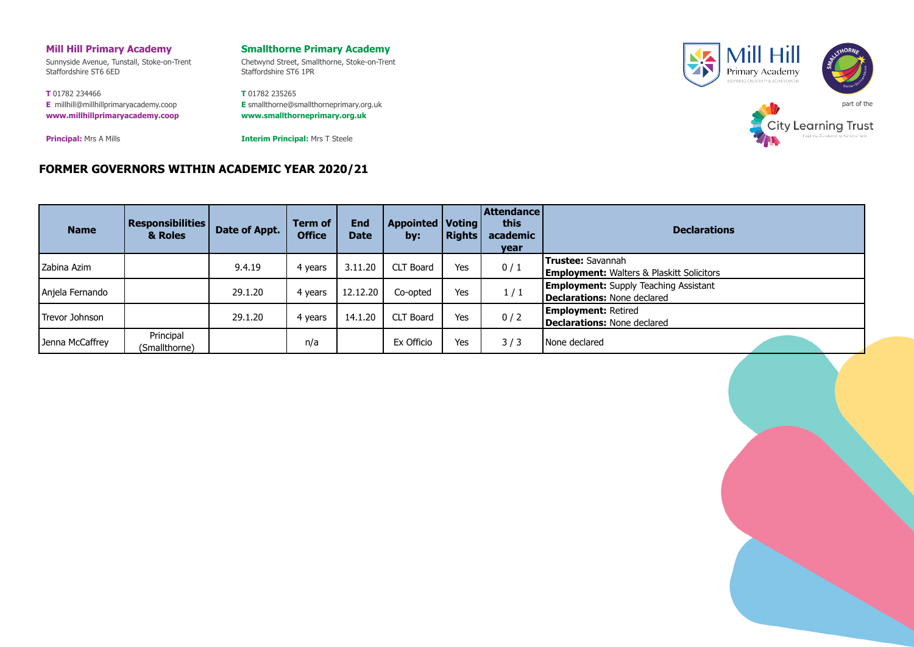**Mill Hill Primary Academy**
Sunnyside Avenue, Tunstall, Stoke-on-Trent
Staffordshire ST6 6ED

**T** 01782 234466
**E** millhill@millhillprimaryacademy.coop
**www.millhillprimaryacademy.coop**

**Principal:** Mrs A Mills

**Smallthorne Primary Academy**
Chetwynd Street, Smallthorne, Stoke-on-Trent
Staffordshire ST6 1PR

**T** 01782 235265
**E** smallthorne@smallthorneprimary.org.uk
**www.smallthorneprimary.org.uk**

**Interim Principal:** Mrs T Steele

part of the City Learning Trust

## FORMER GOVERNORS WITHIN ACADEMIC YEAR 2020/21

| Name | Responsibilities & Roles | Date of Appt. | Term of Office | End Date | Appointed by: | Voting Rights | Attendance this academic year | Declarations |
|---|---|---|---|---|---|---|---|---|
| Zabina Azim | | 9.4.19 | 4 years | 3.11.20 | CLT Board | Yes | 0 / 1 | **Trustee:** Savannah<br>**Employment:** Walters & Plaskitt Solicitors |
| Anjela Fernando | | 29.1.20 | 4 years | 12.12.20 | Co-opted | Yes | 1 / 1 | **Employment:** Supply Teaching Assistant<br>**Declarations:** None declared |
| Trevor Johnson | | 29.1.20 | 4 years | 14.1.20 | CLT Board | Yes | 0 / 2 | **Employment:** Retired<br>**Declarations:** None declared |
| Jenna McCaffrey | Principal (Smallthorne) | | n/a | | Ex Officio | Yes | 3 / 3 | None declared |